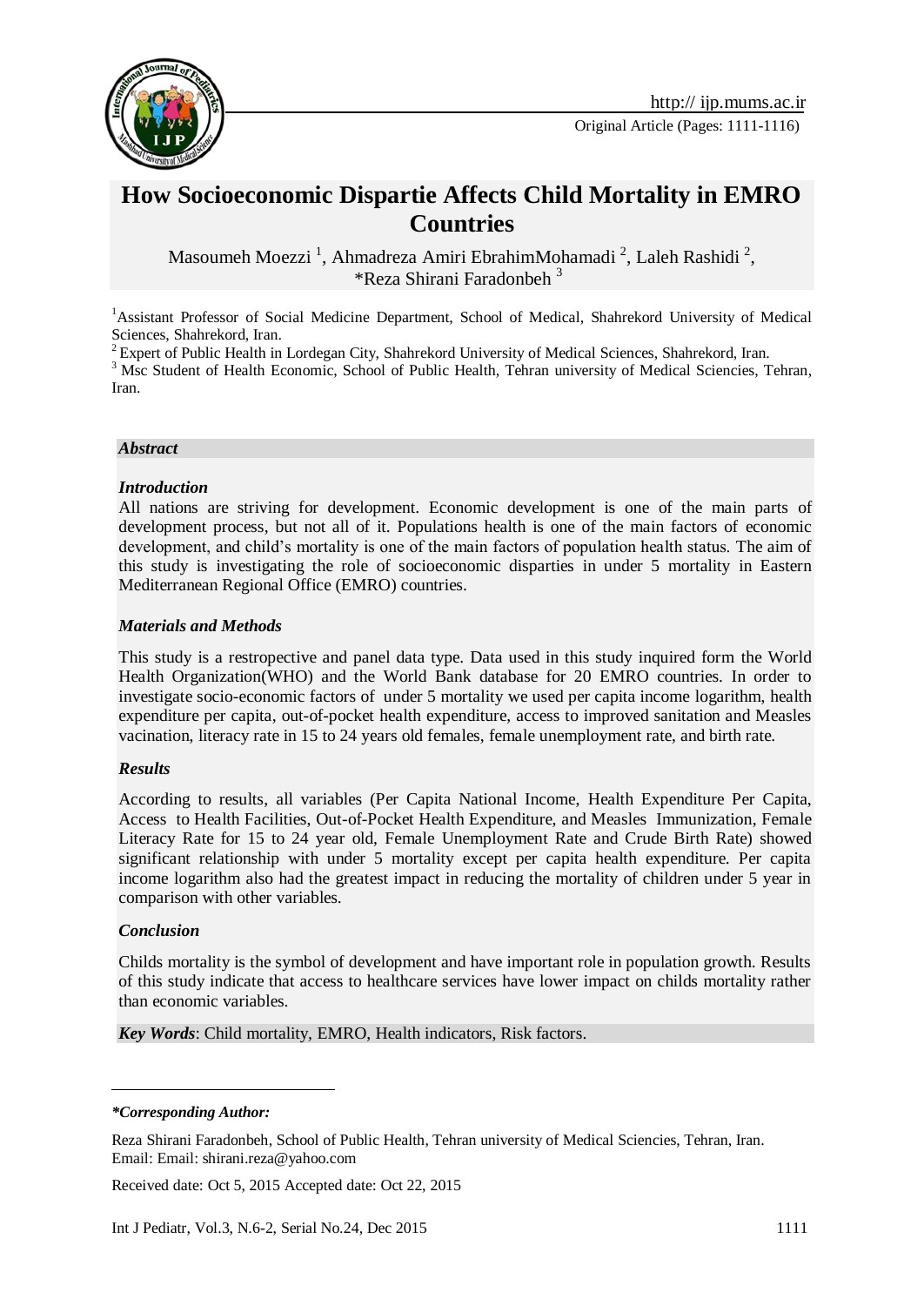# How Socioeconomic Dispartie Affects Child Mortality in EMRO Countries

Masoumeh Moezzi [1], Ahmadreza Amiri EbrahimMohamadi [2], Laleh Rashidi [2], *Reza Shirani Faradonbeh [3]

[1]Assistant Professor of Social Medicine Department, School of Medical, Shahrekord University of Medical Sciences, Shahrekord, Iran.

[2] Expert of Public Health in Lordegan City, Shahrekord University of Medical Sciences, Shahrekord, Iran.

[3] Msc Student of Health Economic, School of Public Health, Tehran university of Medical Sciencies, Tehran, Iran.

## Abstract

### Introduction

All nations are striving for development. Economic development is one of the main parts of development process, but not all of it. Populations health is one of the main factors of economic development, and child's mortality is one of the main factors of population health status. The aim of this study is investigating the role of socioeconomic disparties in under 5 mortality in Eastern Mediterranean Regional Office (EMRO) countries.

### Materials and Methods

This study is a restropective and panel data type. Data used in this study inquired form the World Health Organization(WHO) and the World Bank database for 20 EMRO countries. In order to investigate socio-economic factors of under 5 mortality we used per capita income logarithm, health expenditure per capita, out-of-pocket health expenditure, access to improved sanitation and Measles vacination, literacy rate in 15 to 24 years old females, female unemployment rate, and birth rate.

### Results

According to results, all variables (Per Capita National Income, Health Expenditure Per Capita, Access to Health Facilities, Out-of-Pocket Health Expenditure, and Measles Immunization, Female Literacy Rate for 15 to 24 year old, Female Unemployment Rate and Crude Birth Rate) showed significant relationship with under 5 mortality except per capita health expenditure. Per capita income logarithm also had the greatest impact in reducing the mortality of children under 5 year in comparison with other variables.

### Conclusion

Childs mortality is the symbol of development and have important role in population growth. Results of this study indicate that access to healthcare services have lower impact on childs mortality rather than economic variables.

*Key Words*: Child mortality, EMRO, Health indicators, Risk factors.

---

***Corresponding Author:***

Reza Shirani Faradonbeh, School of Public Health, Tehran university of Medical Sciencies, Tehran, Iran.
Email: Email: shirani.reza@yahoo.com

Received date: Oct 5, 2015 Accepted date: Oct 22, 2015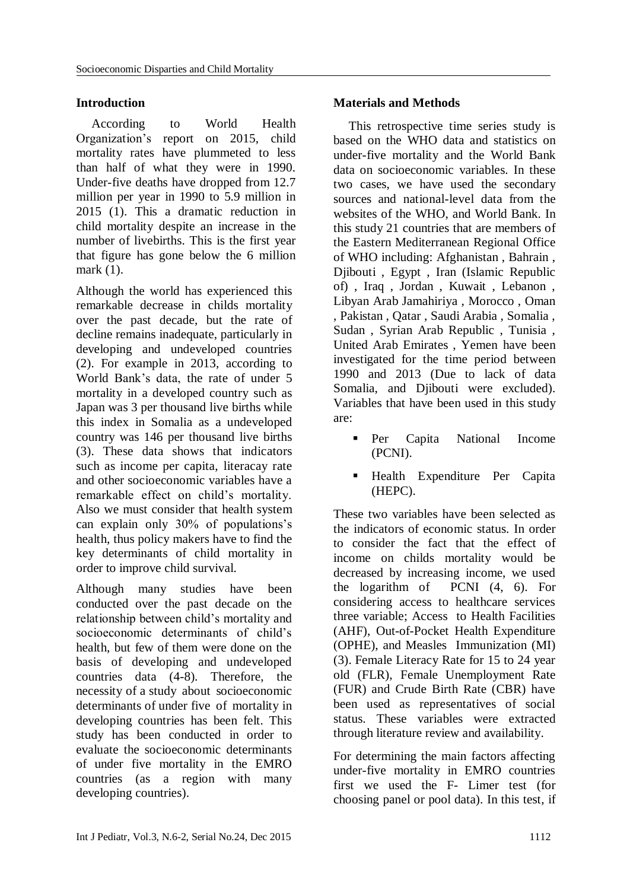## Introduction

According to World Health Organization's report on 2015, child mortality rates have plummeted to less than half of what they were in 1990. Under-five deaths have dropped from 12.7 million per year in 1990 to 5.9 million in 2015 (1). This a dramatic reduction in child mortality despite an increase in the number of livebirths. This is the first year that figure has gone below the 6 million mark (1).

Although the world has experienced this remarkable decrease in childs mortality over the past decade, but the rate of decline remains inadequate, particularly in developing and undeveloped countries (2). For example in 2013, according to World Bank's data, the rate of under 5 mortality in a developed country such as Japan was 3 per thousand live births while this index in Somalia as a undeveloped country was 146 per thousand live births (3). These data shows that indicators such as income per capita, literacay rate and other socioeconomic variables have a remarkable effect on child's mortality. Also we must consider that health system can explain only 30% of populations's health, thus policy makers have to find the key determinants of child mortality in order to improve child survival.

Although many studies have been conducted over the past decade on the relationship between child's mortality and socioeconomic determinants of child's health, but few of them were done on the basis of developing and undeveloped countries data (4-8). Therefore, the necessity of a study about socioeconomic determinants of under five of mortality in developing countries has been felt. This study has been conducted in order to evaluate the socioeconomic determinants of under five mortality in the EMRO countries (as a region with many developing countries).

## Materials and Methods

This retrospective time series study is based on the WHO data and statistics on under-five mortality and the World Bank data on socioeconomic variables. In these two cases, we have used the secondary sources and national-level data from the websites of the WHO, and World Bank. In this study 21 countries that are members of the Eastern Mediterranean Regional Office of WHO including: Afghanistan , Bahrain , Djibouti , Egypt , Iran (Islamic Republic of) , Iraq , Jordan , Kuwait , Lebanon , Libyan Arab Jamahiriya , Morocco , Oman , Pakistan , Qatar , Saudi Arabia , Somalia , Sudan , Syrian Arab Republic , Tunisia , United Arab Emirates , Yemen have been investigated for the time period between 1990 and 2013 (Due to lack of data Somalia, and Djibouti were excluded). Variables that have been used in this study are:

- Per Capita National Income (PCNI).
- Health Expenditure Per Capita (HEPC).

These two variables have been selected as the indicators of economic status. In order to consider the fact that the effect of income on childs mortality would be decreased by increasing income, we used the logarithm of PCNI (4, 6). For considering access to healthcare services three variable; Access to Health Facilities (AHF), Out-of-Pocket Health Expenditure (OPHE), and Measles Immunization (MI) (3). Female Literacy Rate for 15 to 24 year old (FLR), Female Unemployment Rate (FUR) and Crude Birth Rate (CBR) have been used as representatives of social status. These variables were extracted through literature review and availability.

For determining the main factors affecting under-five mortality in EMRO countries first we used the F- Limer test (for choosing panel or pool data). In this test, if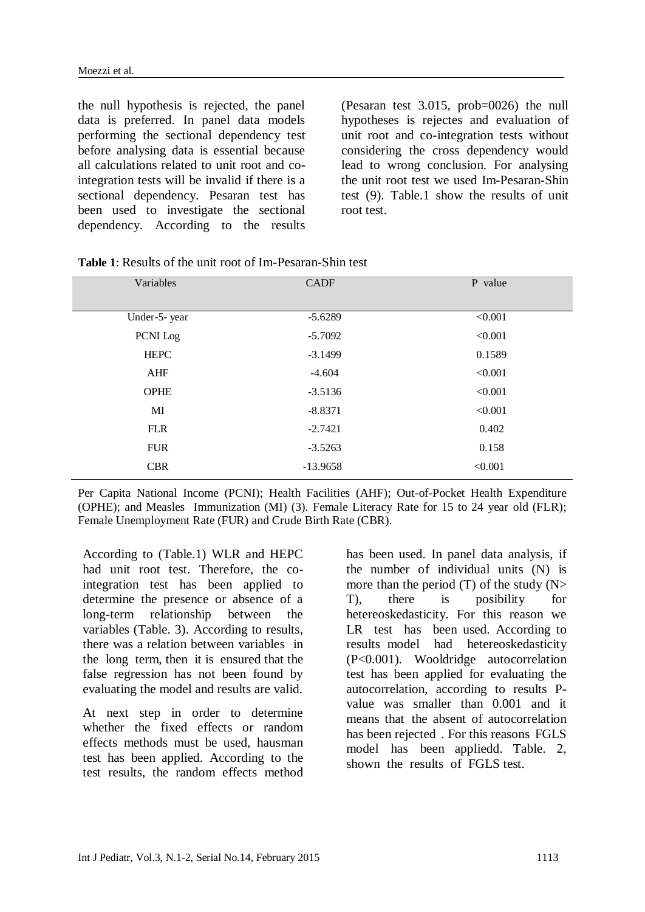the null hypothesis is rejected, the panel data is preferred. In panel data models performing the sectional dependency test before analysing data is essential because all calculations related to unit root and co-integration tests will be invalid if there is a sectional dependency. Pesaran test has been used to investigate the sectional dependency. According to the results (Pesaran test 3.015, prob=0026) the null hypotheses is rejectes and evaluation of unit root and co-integration tests without considering the cross dependency would lead to wrong conclusion. For analysing the unit root test we used Im-Pesaran-Shin test (9). Table.1 show the results of unit root test.

**Table 1**: Results of the unit root of Im-Pesaran-Shin test

| Variables | CADF | P value |
|---|---|---|
| Under-5- year | -5.6289 | <0.001 |
| PCNI Log | -5.7092 | <0.001 |
| HEPC | -3.1499 | 0.1589 |
| AHF | -4.604 | <0.001 |
| OPHE | -3.5136 | <0.001 |
| MI | -8.8371 | <0.001 |
| FLR | -2.7421 | 0.402 |
| FUR | -3.5263 | 0.158 |
| CBR | -13.9658 | <0.001 |

Per Capita National Income (PCNI); Health Facilities (AHF); Out-of-Pocket Health Expenditure (OPHE); and Measles Immunization (MI) (3). Female Literacy Rate for 15 to 24 year old (FLR); Female Unemployment Rate (FUR) and Crude Birth Rate (CBR).

According to (Table.1) WLR and HEPC had unit root test. Therefore, the co-integration test has been applied to determine the presence or absence of a long-term relationship between the variables (Table. 3). According to results, there was a relation between variables in the long term, then it is ensured that the false regression has not been found by evaluating the model and results are valid.

At next step in order to determine whether the fixed effects or random effects methods must be used, hausman test has been applied. According to the test results, the random effects method has been used. In panel data analysis, if the number of individual units (N) is more than the period (T) of the study (N> T), there is posibility for hetereoskedasticity. For this reason we LR test has been used. According to results model had hetereoskedasticity (P<0.001). Wooldridge autocorrelation test has been applied for evaluating the autocorrelation, according to results P-value was smaller than 0.001 and it means that the absent of autocorrelation has been rejected . For this reasons FGLS model has been appliedd. Table. 2, shown the results of FGLS test.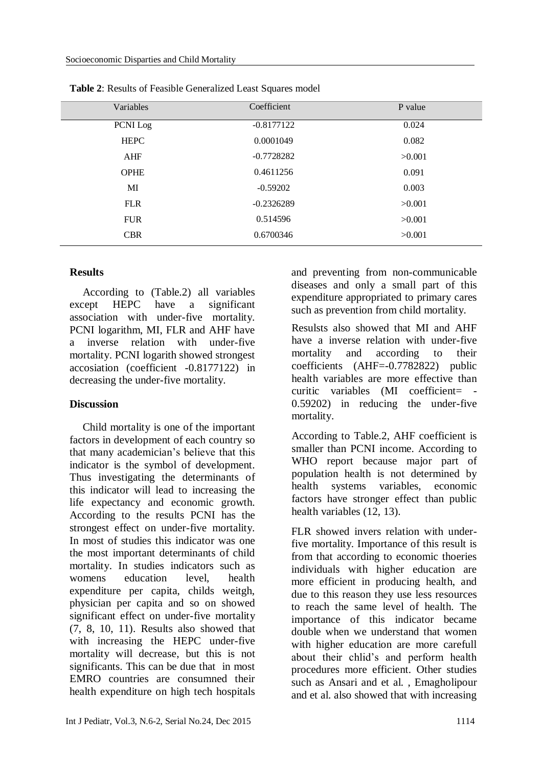**Table 2**: Results of Feasible Generalized Least Squares model

| Variables | Coefficient | P value |
|---|---|---|
| PCNI Log | -0.8177122 | 0.024 |
| HEPC | 0.0001049 | 0.082 |
| AHF | -0.7728282 | >0.001 |
| OPHE | 0.4611256 | 0.091 |
| MI | -0.59202 | 0.003 |
| FLR | -0.2326289 | >0.001 |
| FUR | 0.514596 | >0.001 |
| CBR | 0.6700346 | >0.001 |

## Results

According to (Table.2) all variables except HEPC have a significant association with under-five mortality. PCNI logarithm, MI, FLR and AHF have a inverse relation with under-five mortality. PCNI logarith showed strongest accosiation (coefficient -0.8177122) in decreasing the under-five mortality.

## Discussion

Child mortality is one of the important factors in development of each country so that many academician's believe that this indicator is the symbol of development. Thus investigating the determinants of this indicator will lead to increasing the life expectancy and economic growth. According to the results PCNI has the strongest effect on under-five mortality. In most of studies this indicator was one the most important determinants of child mortality. In studies indicators such as womens education level, health expenditure per capita, childs weitgh, physician per capita and so on showed significant effect on under-five mortality (7, 8, 10, 11). Results also showed that with increasing the HEPC under-five mortality will decrease, but this is not significants. This can be due that in most EMRO countries are consumned their health expenditure on high tech hospitals and preventing from non-communicable diseases and only a small part of this expenditure appropriated to primary cares such as prevention from child mortality.

Resulsts also showed that MI and AHF have a inverse relation with under-five mortality and according to their coefficients (AHF=-0.7782822) public health variables are more effective than curitic variables (MI coefficient= -0.59202) in reducing the under-five mortality.

According to Table.2, AHF coefficient is smaller than PCNI income. According to WHO report because major part of population health is not determined by health systems variables, economic factors have stronger effect than public health variables (12, 13).

FLR showed invers relation with under-five mortality. Importance of this result is from that according to economic thoeries individuals with higher education are more efficient in producing health, and due to this reason they use less resources to reach the same level of health. The importance of this indicator became double when we understand that women with higher education are more carefull about their chlid's and perform health procedures more efficient. Other studies such as Ansari and et al. , Emagholipour and et al. also showed that with increasing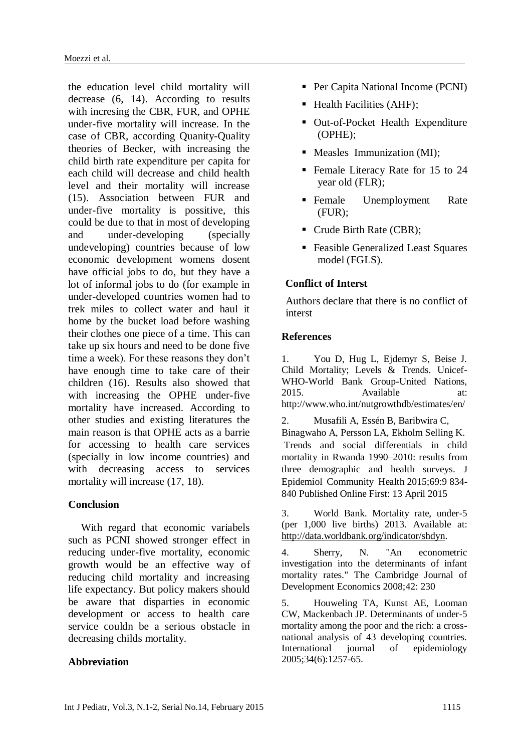the education level child mortality will decrease (6, 14). According to results with incresing the CBR, FUR, and OPHE under-five mortality will increase. In the case of CBR, according Quanity-Quality theories of Becker, with increasing the child birth rate expenditure per capita for each child will decrease and child health level and their mortality will increase (15). Association between FUR and under-five mortality is possitive, this could be due to that in most of developing and under-developing (specially undeveloping) countries because of low economic development womens dosent have official jobs to do, but they have a lot of informal jobs to do (for example in under-developed countries women had to trek miles to collect water and haul it home by the bucket load before washing their clothes one piece of a time. This can take up six hours and need to be done five time a week). For these reasons they don't have enough time to take care of their children (16). Results also showed that with increasing the OPHE under-five mortality have increased. According to other studies and existing literatures the main reason is that OPHE acts as a barrie for accessing to health care services (specially in low income countries) and with decreasing access to services mortality will increase (17, 18).

## Conclusion

With regard that economic variabels such as PCNI showed stronger effect in reducing under-five mortality, economic growth would be an effective way of reducing child mortality and increasing life expectancy. But policy makers should be aware that disparties in economic development or access to health care service couldn be a serious obstacle in decreasing childs mortality.

## Abbreviation

- Per Capita National Income (PCNI)
- Health Facilities (AHF);
- Out-of-Pocket Health Expenditure (OPHE);
- Measles Immunization (MI);
- Female Literacy Rate for 15 to 24 year old (FLR);
- Female Unemployment Rate (FUR);
- Crude Birth Rate (CBR);
- Feasible Generalized Least Squares model (FGLS).

## Conflict of Interst

Authors declare that there is no conflict of interst

## References

1. You D, Hug L, Ejdemyr S, Beise J. Child Mortality; Levels & Trends. Unicef-WHO-World Bank Group-United Nations, 2015. Available at: http://www.who.int/nutgrowthdb/estimates/en/

2. Musafili A, Essén B, Baribwira C, Binagwaho A, Persson LA, Ekholm Selling K. Trends and social differentials in child mortality in Rwanda 1990–2010: results from three demographic and health surveys. J Epidemiol Community Health 2015;69:9 834-840 Published Online First: 13 April 2015

3. World Bank. Mortality rate, under-5 (per 1,000 live births) 2013. Available at: http://data.worldbank.org/indicator/shdyn.

4. Sherry, N. "An econometric investigation into the determinants of infant mortality rates." The Cambridge Journal of Development Economics 2008;42: 230

5. Houweling TA, Kunst AE, Looman CW, Mackenbach JP. Determinants of under-5 mortality among the poor and the rich: a cross-national analysis of 43 developing countries. International journal of epidemiology 2005;34(6):1257-65.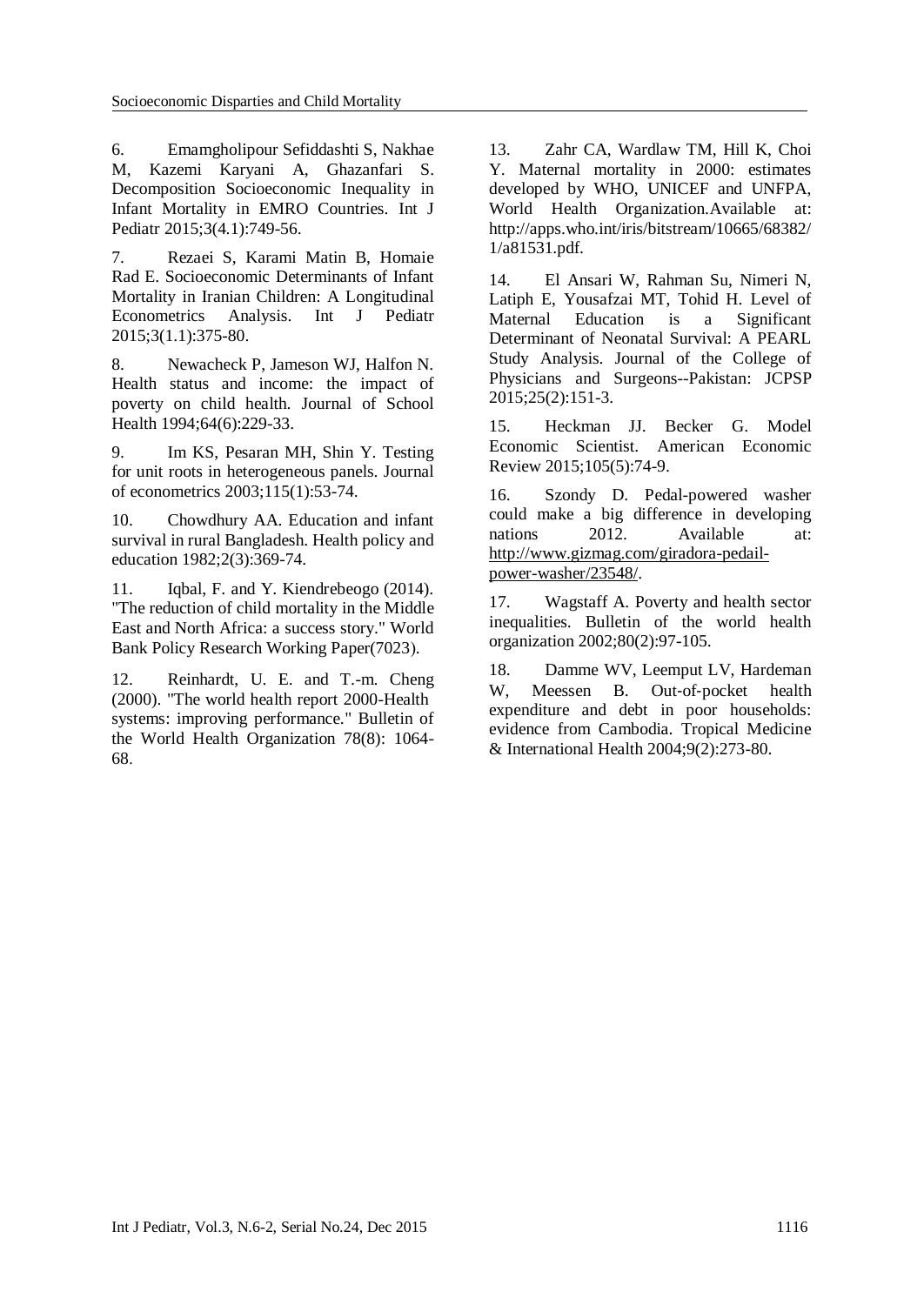6. Emamgholipour Sefiddashti S, Nakhae M, Kazemi Karyani A, Ghazanfari S. Decomposition Socioeconomic Inequality in Infant Mortality in EMRO Countries. Int J Pediatr 2015;3(4.1):749-56.

7. Rezaei S, Karami Matin B, Homaie Rad E. Socioeconomic Determinants of Infant Mortality in Iranian Children: A Longitudinal Econometrics Analysis. Int J Pediatr 2015;3(1.1):375-80.

8. Newacheck P, Jameson WJ, Halfon N. Health status and income: the impact of poverty on child health. Journal of School Health 1994;64(6):229-33.

9. Im KS, Pesaran MH, Shin Y. Testing for unit roots in heterogeneous panels. Journal of econometrics 2003;115(1):53-74.

10. Chowdhury AA. Education and infant survival in rural Bangladesh. Health policy and education 1982;2(3):369-74.

11. Iqbal, F. and Y. Kiendrebeogo (2014). "The reduction of child mortality in the Middle East and North Africa: a success story." World Bank Policy Research Working Paper(7023).

12. Reinhardt, U. E. and T.-m. Cheng (2000). "The world health report 2000-Health systems: improving performance." Bulletin of the World Health Organization 78(8): 1064-68.

13. Zahr CA, Wardlaw TM, Hill K, Choi Y. Maternal mortality in 2000: estimates developed by WHO, UNICEF and UNFPA, World Health Organization.Available at: http://apps.who.int/iris/bitstream/10665/68382/1/a81531.pdf.

14. El Ansari W, Rahman Su, Nimeri N, Latiph E, Yousafzai MT, Tohid H. Level of Maternal Education is a Significant Determinant of Neonatal Survival: A PEARL Study Analysis. Journal of the College of Physicians and Surgeons--Pakistan: JCPSP 2015;25(2):151-3.

15. Heckman JJ. Becker G. Model Economic Scientist. American Economic Review 2015;105(5):74-9.

16. Szondy D. Pedal-powered washer could make a big difference in developing nations 2012. Available at: http://www.gizmag.com/giradora-pedail-power-washer/23548/.

17. Wagstaff A. Poverty and health sector inequalities. Bulletin of the world health organization 2002;80(2):97-105.

18. Damme WV, Leemput LV, Hardeman W, Meessen B. Out-of-pocket health expenditure and debt in poor households: evidence from Cambodia. Tropical Medicine & International Health 2004;9(2):273-80.